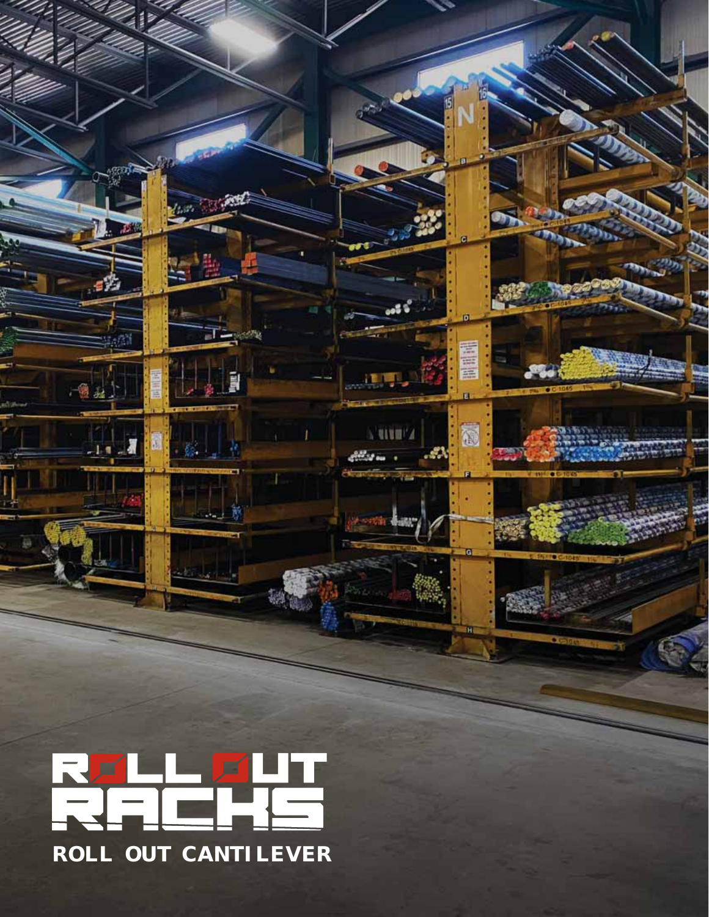# ROLL OUT RACKS

## ROLL OUT CANTILEVER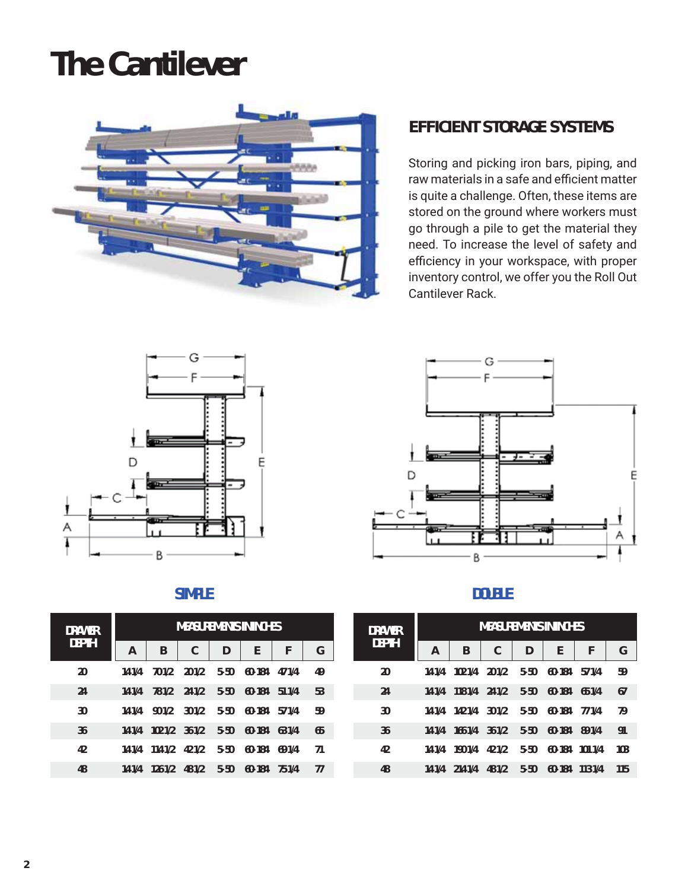# The Cantilever

## EFFICIENT STORAGE SYSTEMS

Storing and picking iron bars, piping, and raw materials in a safe and efficient matter is quite a challenge. Often, these items are stored on the ground where workers must go through a pile to get the material they need. To increase the level of safety and efficiency in your workspace, with proper inventory control, we offer you the Roll Out Cantilever Rack.

### SIMPLE

| DRAWER DEPTH | MEASUREMENTS IN INCHES | | | | | | |
|---|---|---|---|---|---|---|---|
| | A | B | C | D | E | F | G |
| 20 | 14 1/4 | 70 1/2 | 20 1/2 | 5-50 | 60-184 | 47 1/4 | 49 |
| 24 | 14 1/4 | 78 1/2 | 24 1/2 | 5-50 | 60-184 | 51 1/4 | 53 |
| 30 | 14 1/4 | 90 1/2 | 30 1/2 | 5-50 | 60-184 | 57 1/4 | 59 |
| 36 | 14 1/4 | 102 1/2 | 36 1/2 | 5-50 | 60-184 | 63 1/4 | 65 |
| 42 | 14 1/4 | 114 1/2 | 42 1/2 | 5-50 | 60-184 | 69 1/4 | 71 |
| 48 | 14 1/4 | 126 1/2 | 48 1/2 | 5-50 | 60-184 | 75 1/4 | 77 |

### DOUBLE

| DRAWER DEPTH | MEASUREMENTS IN INCHES | | | | | | |
|---|---|---|---|---|---|---|---|
| | A | B | C | D | E | F | G |
| 20 | 14 1/4 | 102 1/4 | 20 1/2 | 5-50 | 60-184 | 57 1/4 | 59 |
| 24 | 14 1/4 | 118 1/4 | 24 1/2 | 5-50 | 60-184 | 65 1/4 | 67 |
| 30 | 14 1/4 | 142 1/4 | 30 1/2 | 5-50 | 60-184 | 77 1/4 | 79 |
| 36 | 14 1/4 | 166 1/4 | 36 1/2 | 5-50 | 60-184 | 89 1/4 | 91 |
| 42 | 14 1/4 | 190 1/4 | 42 1/2 | 5-50 | 60-184 | 101 1/4 | 103 |
| 48 | 14 1/4 | 214 1/4 | 48 1/2 | 5-50 | 60-184 | 113 1/4 | 115 |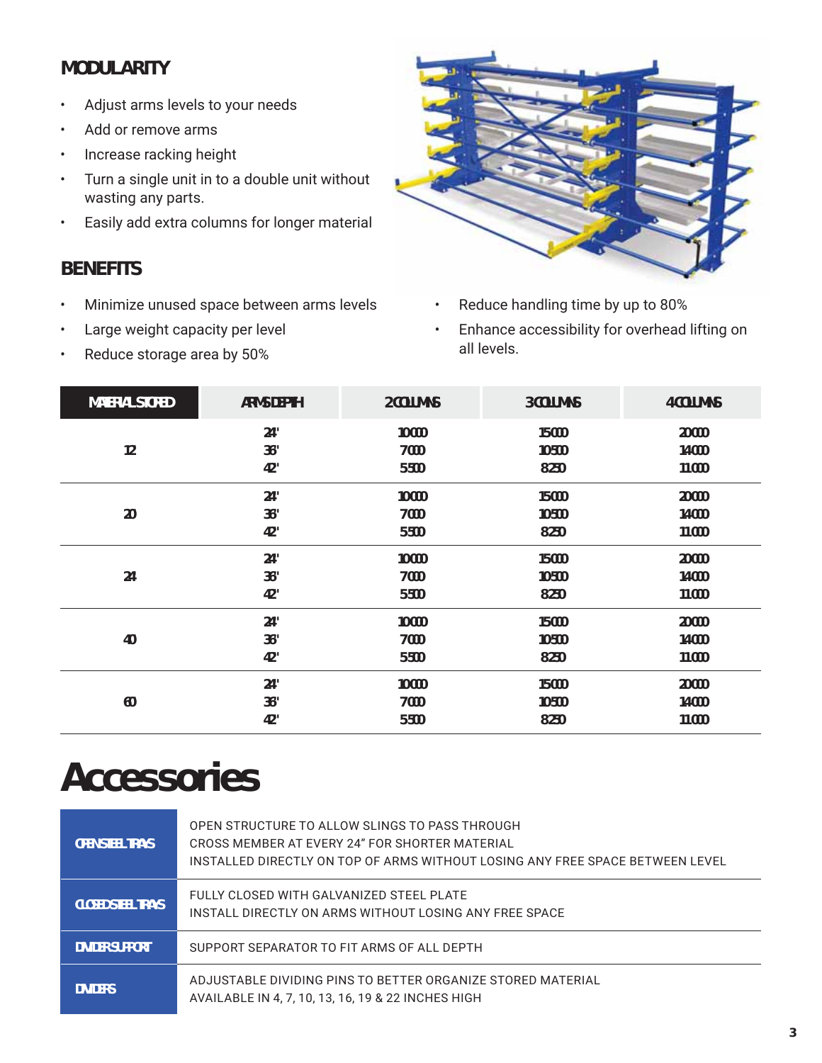## MODULARITY

- Adjust arms levels to your needs
- Add or remove arms
- Increase racking height
- Turn a single unit in to a double unit without wasting any parts.
- Easily add extra columns for longer material

## BENEFITS

- Minimize unused space between arms levels
- Large weight capacity per level
- Reduce storage area by 50%
- Reduce handling time by up to 80%
- Enhance accessibility for overhead lifting on all levels.

| MATERIAL STORED | ARMS DEPTH | 2 COLUMNS | 3 COLUMNS | 4 COLUMNS |
|---|---|---|---|---|
| 12 | 24"<br>36"<br>42" | 10000<br>7000<br>5500 | 15000<br>10500<br>8250 | 20000<br>14000<br>11000 |
| 20 | 24"<br>36"<br>42" | 10000<br>7000<br>5500 | 15000<br>10500<br>8250 | 20000<br>14000<br>11000 |
| 24 | 24"<br>36"<br>42" | 10000<br>7000<br>5500 | 15000<br>10500<br>8250 | 20000<br>14000<br>11000 |
| 40 | 24"<br>36"<br>42" | 10000<br>7000<br>5500 | 15000<br>10500<br>8250 | 20000<br>14000<br>11000 |
| 60 | 24"<br>36"<br>42" | 10000<br>7000<br>5500 | 15000<br>10500<br>8250 | 20000<br>14000<br>11000 |

# Accessories

| | |
|---|---|
| OPEN STEEL TRAYS | OPEN STRUCTURE TO ALLOW SLINGS TO PASS THROUGH<br>CROSS MEMBER AT EVERY 24" FOR SHORTER MATERIAL<br>INSTALLED DIRECTLY ON TOP OF ARMS WITHOUT LOSING ANY FREE SPACE BETWEEN LEVEL |
| CLOSED STEEL TRAYS | FULLY CLOSED WITH GALVANIZED STEEL PLATE<br>INSTALL DIRECTLY ON ARMS WITHOUT LOSING ANY FREE SPACE |
| DIVIDER SUPPORT | SUPPORT SEPARATOR TO FIT ARMS OF ALL DEPTH |
| DIVIDERS | ADJUSTABLE DIVIDING PINS TO BETTER ORGANIZE STORED MATERIAL<br>AVAILABLE IN 4, 7, 10, 13, 16, 19 & 22 INCHES HIGH |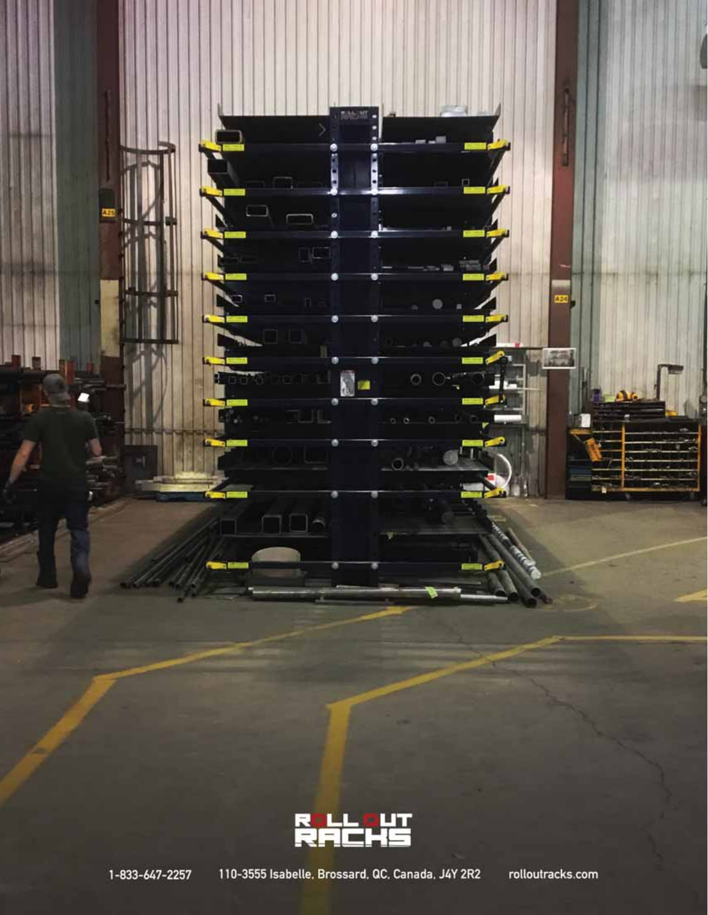ROLL OUT RACKS

1-833-647-2257 110-3555 Isabelle, Brossard, QC, Canada, J4Y 2R2 rolloutracks.com